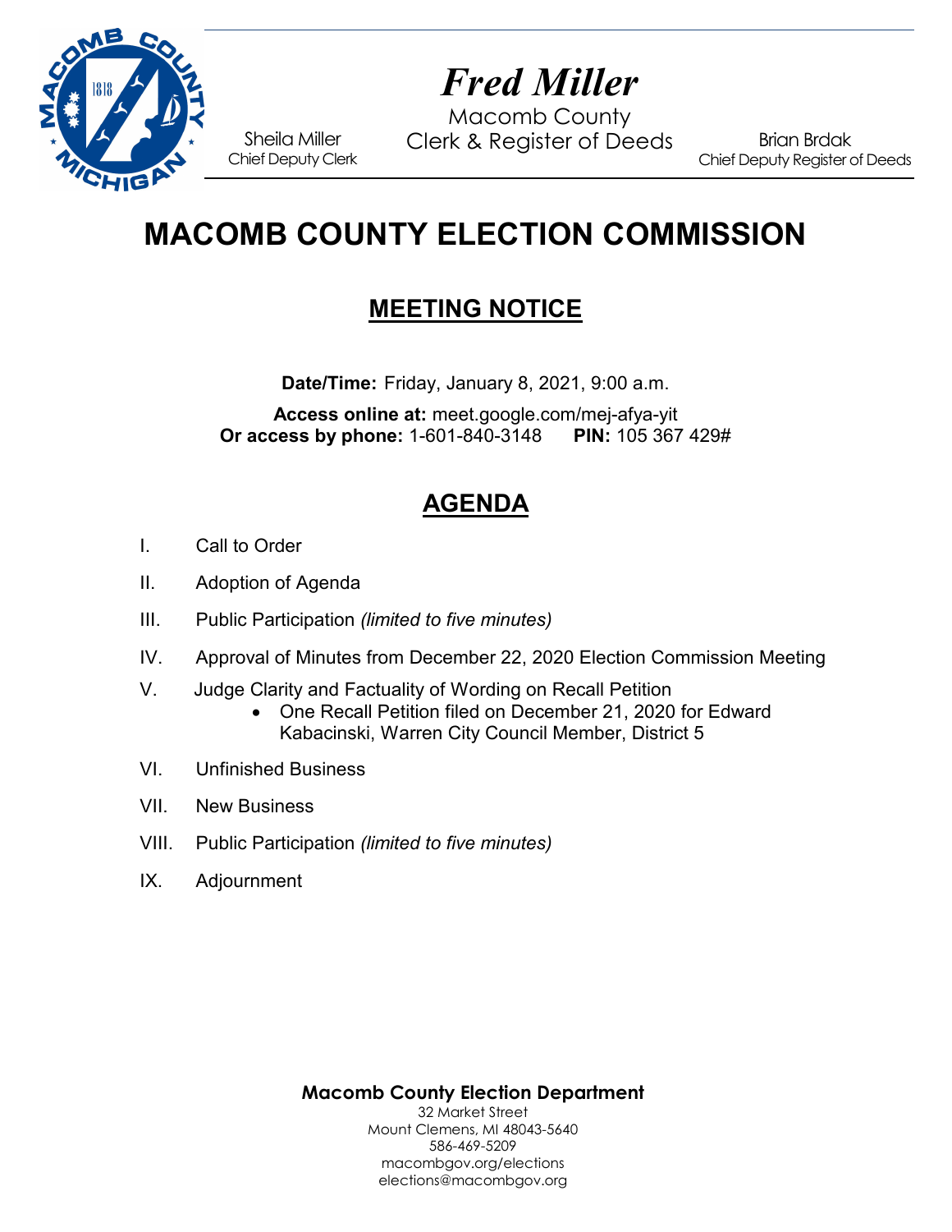# Fred Miller

Macomb County
Clerk & Register of Deeds

Sheila Miller
Chief Deputy Clerk

Brian Brdak
Chief Deputy Register of Deeds

# MACOMB COUNTY ELECTION COMMISSION

## MEETING NOTICE

**Date/Time:** Friday, January 8, 2021, 9:00 a.m.

**Access online at:** meet.google.com/mej-afya-yit
**Or access by phone:** 1-601-840-3148 **PIN:** 105 367 429#

## AGENDA

I. Call to Order

II. Adoption of Agenda

III. Public Participation *(limited to five minutes)*

IV. Approval of Minutes from December 22, 2020 Election Commission Meeting

V. Judge Clarity and Factuality of Wording on Recall Petition
- One Recall Petition filed on December 21, 2020 for Edward Kabacinski, Warren City Council Member, District 5

VI. Unfinished Business

VII. New Business

VIII. Public Participation *(limited to five minutes)*

IX. Adjournment

**Macomb County Election Department**
32 Market Street
Mount Clemens, MI 48043-5640
586-469-5209
macombgov.org/elections
elections@macombgov.org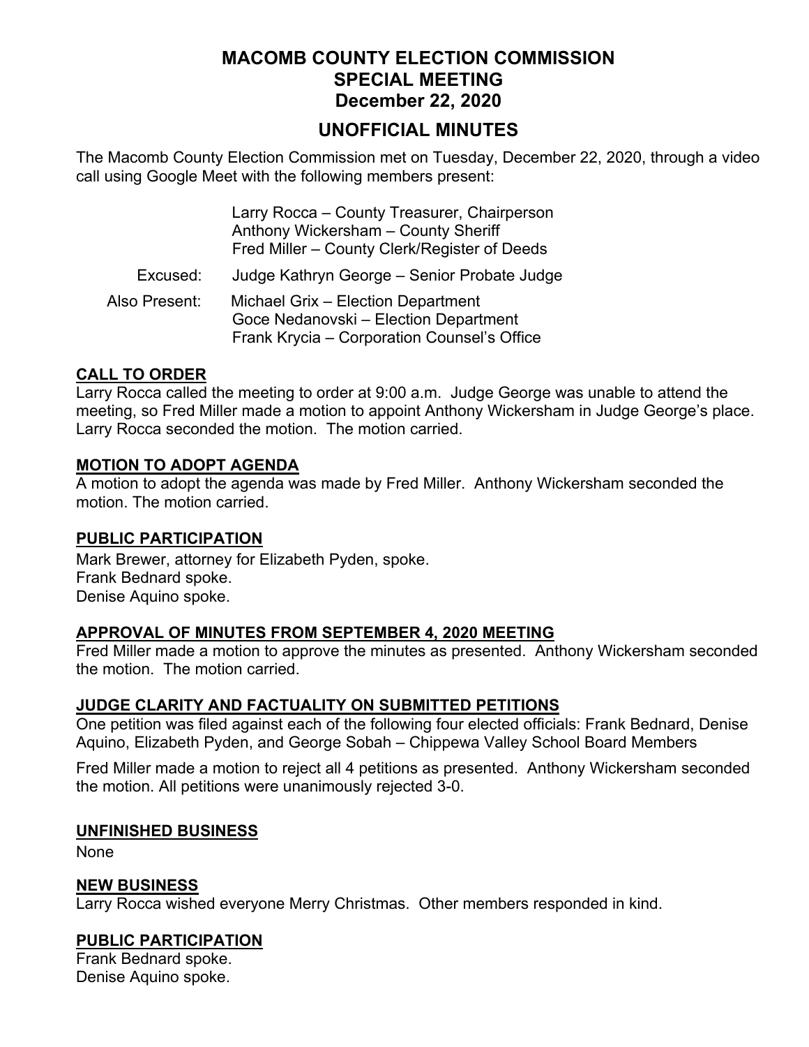# MACOMB COUNTY ELECTION COMMISSION
# SPECIAL MEETING
# December 22, 2020

## UNOFFICIAL MINUTES

The Macomb County Election Commission met on Tuesday, December 22, 2020, through a video call using Google Meet with the following members present:

Larry Rocca – County Treasurer, Chairperson
Anthony Wickersham – County Sheriff
Fred Miller – County Clerk/Register of Deeds

Excused: Judge Kathryn George – Senior Probate Judge

Also Present: Michael Grix – Election Department
Goce Nedanovski – Election Department
Frank Krycia – Corporation Counsel's Office

### CALL TO ORDER

Larry Rocca called the meeting to order at 9:00 a.m. Judge George was unable to attend the meeting, so Fred Miller made a motion to appoint Anthony Wickersham in Judge George's place. Larry Rocca seconded the motion. The motion carried.

### MOTION TO ADOPT AGENDA

A motion to adopt the agenda was made by Fred Miller. Anthony Wickersham seconded the motion. The motion carried.

### PUBLIC PARTICIPATION

Mark Brewer, attorney for Elizabeth Pyden, spoke.
Frank Bednard spoke.
Denise Aquino spoke.

### APPROVAL OF MINUTES FROM SEPTEMBER 4, 2020 MEETING

Fred Miller made a motion to approve the minutes as presented. Anthony Wickersham seconded the motion. The motion carried.

### JUDGE CLARITY AND FACTUALITY ON SUBMITTED PETITIONS

One petition was filed against each of the following four elected officials: Frank Bednard, Denise Aquino, Elizabeth Pyden, and George Sobah – Chippewa Valley School Board Members

Fred Miller made a motion to reject all 4 petitions as presented. Anthony Wickersham seconded the motion. All petitions were unanimously rejected 3-0.

### UNFINISHED BUSINESS

None

### NEW BUSINESS

Larry Rocca wished everyone Merry Christmas. Other members responded in kind.

### PUBLIC PARTICIPATION

Frank Bednard spoke.
Denise Aquino spoke.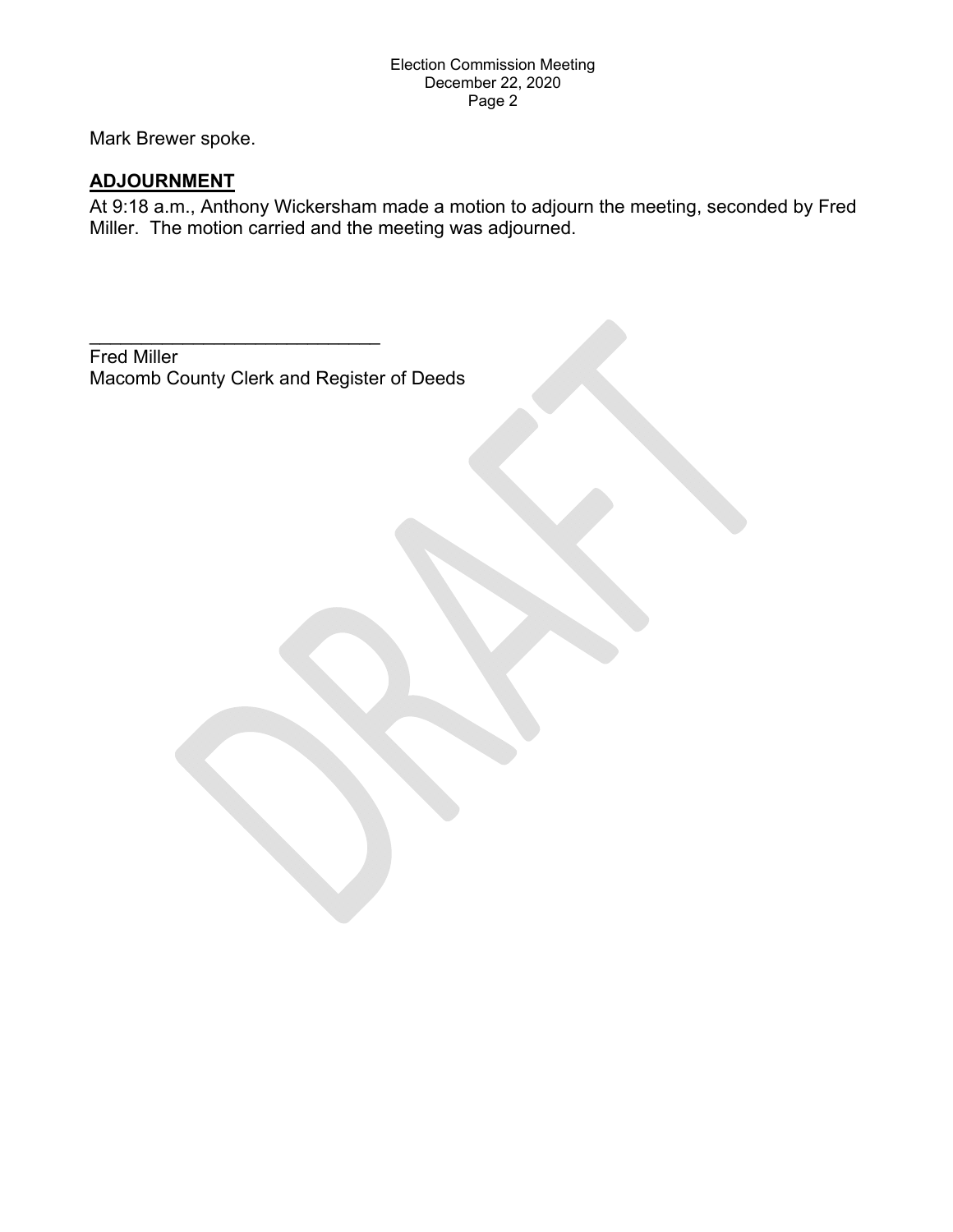Mark Brewer spoke.

## ADJOURNMENT

At 9:18 a.m., Anthony Wickersham made a motion to adjourn the meeting, seconded by Fred Miller. The motion carried and the meeting was adjourned.

\_\_\_\_\_\_\_\_\_\_\_\_\_\_\_\_\_\_\_\_\_\_\_\_\_\_\_\_

Fred Miller
Macomb County Clerk and Register of Deeds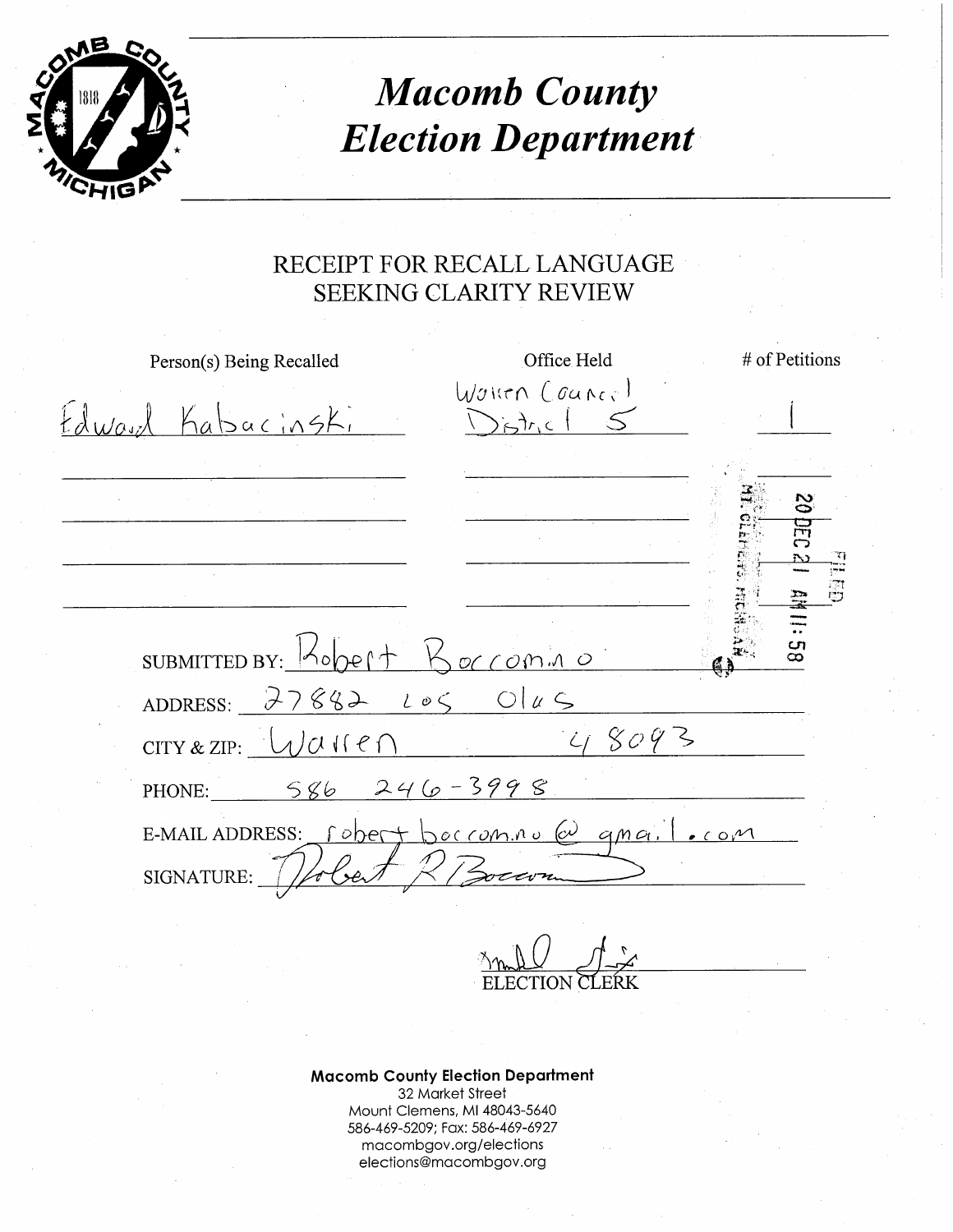# *Macomb County Election Department*

## RECEIPT FOR RECALL LANGUAGE SEEKING CLARITY REVIEW

| Person(s) Being Recalled | Office Held | # of Petitions |
|---|---|---|
| Edward Kabacinski | Warren Council District 5 | 1 |
| | | |
| | | |
| | | |
| | | |

FILED 20 DEC 21 AM 11:58 MT. CLEMENS, MICHIGAN

SUBMITTED BY: Robert Boccomino

ADDRESS: 27882 Los Olas

CITY & ZIP: Warren 48093

PHONE: 586 246-3998

E-MAIL ADDRESS: robertboccomino@gmail.com

SIGNATURE: Robert R Boccomino

ELECTION CLERK

**Macomb County Election Department**
32 Market Street
Mount Clemens, MI 48043-5640
586-469-5209; Fax: 586-469-6927
macombgov.org/elections
elections@macombgov.org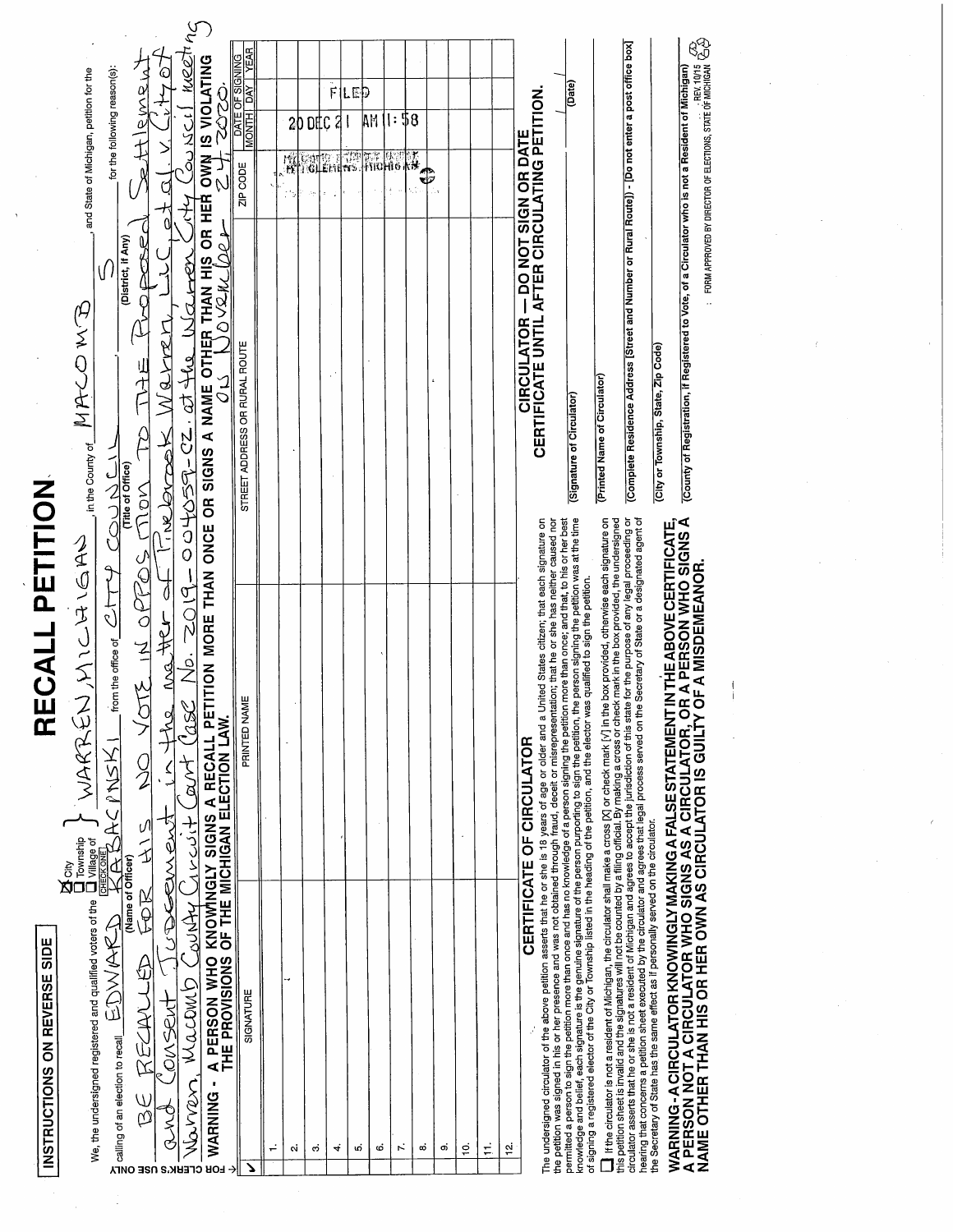INSTRUCTIONS ON REVERSE SIDE

# RECALL PETITION

We, the undersigned registered and qualified voters of the ☒ City ☐ Township ☐ Village of (CHECK ONE) WARREN, MICHIGAN in the County of MACOMB, and State of Michigan, petition for the calling of an election to recall EDWARD KRAUSKI (Name of Officer) from the office of CITY COUNCIL (Title of Office) 5 (District, if Any) for the following reason(s):

BE RECALLED FOR HIS NO VOTE IN OPPOSITION TO THE Proposed Settlement and Consent Judgement in the matter of Pinebrook Warren, LLC, et al. v. City of Warren, Macomb County Circuit Court Case No. 2019-004059-CZ. at the Warren City Council meeting on November 24, 2020.

**WARNING - A PERSON WHO KNOWINGLY SIGNS A RECALL PETITION MORE THAN ONCE OR SIGNS A NAME OTHER THAN HIS OR HER OWN IS VIOLATING THE PROVISIONS OF THE MICHIGAN ELECTION LAW.**

← FOR CLERK'S USE ONLY

| ✓ | | SIGNATURE | PRINTED NAME | STREET ADDRESS OR RURAL ROUTE | ZIP CODE | DATE OF SIGNING MONTH | DAY | YEAR |
|---|---|---|---|---|---|---|---|---|
| | 1. | | | | | | | |
| | 2. | | | | | | | |
| | 3. | | | | | | | |
| | 4. | | | | | | | |
| | 5. | | | | | | | |
| | 6. | | | | | | | |
| | 7. | | | | | | | |
| | 8. | | | | | | | |
| | 9. | | | | | | | |
| | 10. | | | | | | | |
| | 11. | | | | | | | |
| | 12. | | | | | | | |

FILED
20 DEC 21 AM 11:58
CITY CLERK WARREN, MICHIGAN

## CERTIFICATE OF CIRCULATOR

The undersigned circulator of the above petition asserts that he or she is 18 years of age or older and a United States citizen; that each signature on the petition was signed in his or her presence and was not obtained through fraud, deceit or misrepresentation; that he or she has neither caused nor permitted a person to sign the petition more than once and has no knowledge of a person signing the petition more than once; and that, to his or her best knowledge and belief, each signature is the genuine signature of the person purporting to sign the petition, the person signing the petition was at the time of signing a registered elector of the City or Township listed in the heading of the petition, and the elector was qualified to sign the petition.

☐ If the circulator is not a resident of Michigan, the circulator shall make a cross [X] or check mark [✓] in the box provided, otherwise each signature on this petition sheet is invalid and the signatures will not be counted by a filing official. By making a cross or check mark in the box provided, the undersigned circulator asserts that he or she is not a resident of Michigan and agrees to accept the jurisdiction of this state for the purpose of any legal proceeding or hearing that concerns a petition sheet executed by the circulator and agrees that legal process served on the Secretary of State or a designated agent of the Secretary of State has the same effect as if personally served on the circulator.

**WARNING - A CIRCULATOR KNOWINGLY MAKING A FALSE STATEMENT IN THE ABOVE CERTIFICATE, A PERSON NOT A CIRCULATOR WHO SIGNS AS A CIRCULATOR, OR A PERSON WHO SIGNS A NAME OTHER THAN HIS OR HER OWN AS CIRCULATOR IS GUILTY OF A MISDEMEANOR.**

**CIRCULATOR — DO NOT SIGN OR DATE CERTIFICATE UNTIL AFTER CIRCULATING PETITION.**

(Signature of Circulator) / / (Date)

(Printed Name of Circulator)

(Complete Residence Address [Street and Number or Rural Route]) - [Do not enter a post office box]

(City or Township, State, Zip Code)

(County of Registration, if Registered to Vote, of a Circulator who is not a Resident of Michigan)

REV. 10/15
FORM APPROVED BY DIRECTOR OF ELECTIONS, STATE OF MICHIGAN